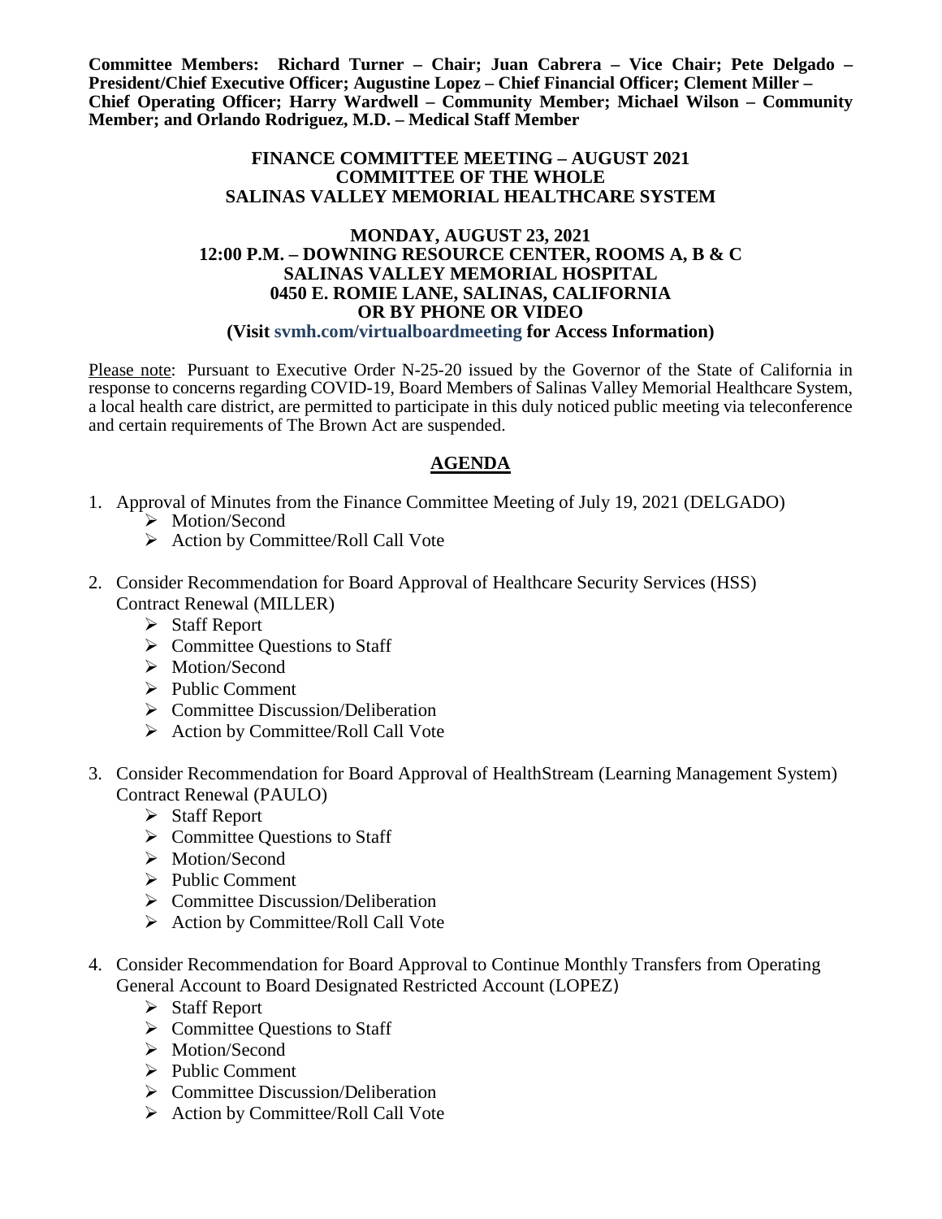**Committee Members: Richard Turner – Chair; Juan Cabrera – Vice Chair; Pete Delgado – President/Chief Executive Officer; Augustine Lopez – Chief Financial Officer; Clement Miller – Chief Operating Officer; Harry Wardwell – Community Member; Michael Wilson – Community Member; and Orlando Rodriguez, M.D. – Medical Staff Member**

**FINANCE COMMITTEE MEETING – AUGUST 2021**
**COMMITTEE OF THE WHOLE**
**SALINAS VALLEY MEMORIAL HEALTHCARE SYSTEM**

**MONDAY, AUGUST 23, 2021**
**12:00 P.M. – DOWNING RESOURCE CENTER, ROOMS A, B & C**
**SALINAS VALLEY MEMORIAL HOSPITAL**
**0450 E. ROMIE LANE, SALINAS, CALIFORNIA**
**OR BY PHONE OR VIDEO**
**(Visit svmh.com/virtualboardmeeting for Access Information)**

Please note: Pursuant to Executive Order N-25-20 issued by the Governor of the State of California in response to concerns regarding COVID-19, Board Members of Salinas Valley Memorial Healthcare System, a local health care district, are permitted to participate in this duly noticed public meeting via teleconference and certain requirements of The Brown Act are suspended.

## AGENDA

1. Approval of Minutes from the Finance Committee Meeting of July 19, 2021 (DELGADO)
   - Motion/Second
   - Action by Committee/Roll Call Vote

2. Consider Recommendation for Board Approval of Healthcare Security Services (HSS) Contract Renewal (MILLER)
   - Staff Report
   - Committee Questions to Staff
   - Motion/Second
   - Public Comment
   - Committee Discussion/Deliberation
   - Action by Committee/Roll Call Vote

3. Consider Recommendation for Board Approval of HealthStream (Learning Management System) Contract Renewal (PAULO)
   - Staff Report
   - Committee Questions to Staff
   - Motion/Second
   - Public Comment
   - Committee Discussion/Deliberation
   - Action by Committee/Roll Call Vote

4. Consider Recommendation for Board Approval to Continue Monthly Transfers from Operating General Account to Board Designated Restricted Account (LOPEZ)
   - Staff Report
   - Committee Questions to Staff
   - Motion/Second
   - Public Comment
   - Committee Discussion/Deliberation
   - Action by Committee/Roll Call Vote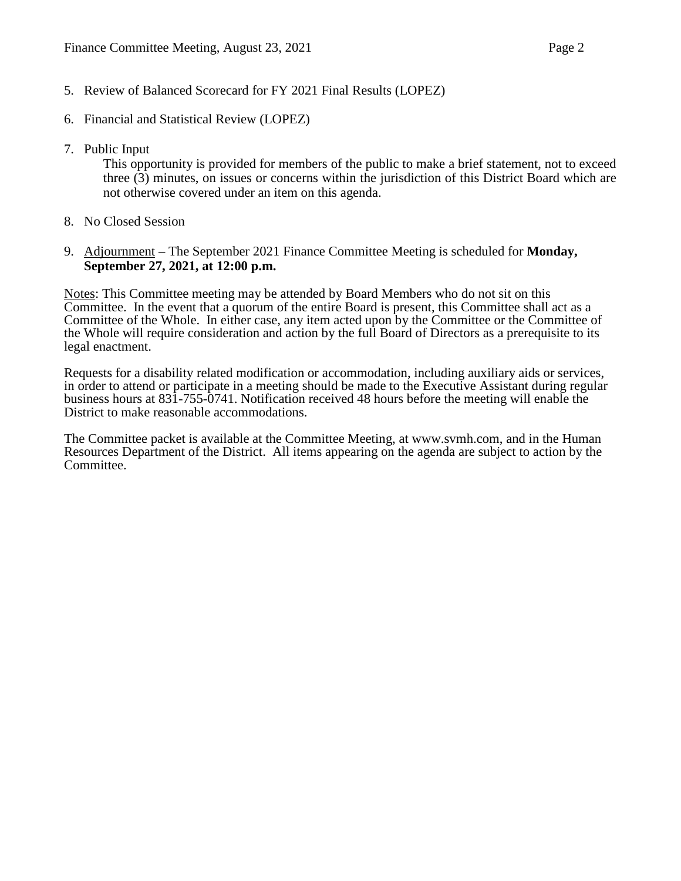5. Review of Balanced Scorecard for FY 2021 Final Results (LOPEZ)

6. Financial and Statistical Review (LOPEZ)

7. Public Input

   This opportunity is provided for members of the public to make a brief statement, not to exceed three (3) minutes, on issues or concerns within the jurisdiction of this District Board which are not otherwise covered under an item on this agenda.

8. No Closed Session

9. Adjournment – The September 2021 Finance Committee Meeting is scheduled for **Monday, September 27, 2021, at 12:00 p.m.**

Notes: This Committee meeting may be attended by Board Members who do not sit on this Committee. In the event that a quorum of the entire Board is present, this Committee shall act as a Committee of the Whole. In either case, any item acted upon by the Committee or the Committee of the Whole will require consideration and action by the full Board of Directors as a prerequisite to its legal enactment.

Requests for a disability related modification or accommodation, including auxiliary aids or services, in order to attend or participate in a meeting should be made to the Executive Assistant during regular business hours at 831-755-0741. Notification received 48 hours before the meeting will enable the District to make reasonable accommodations.

The Committee packet is available at the Committee Meeting, at www.svmh.com, and in the Human Resources Department of the District. All items appearing on the agenda are subject to action by the Committee.